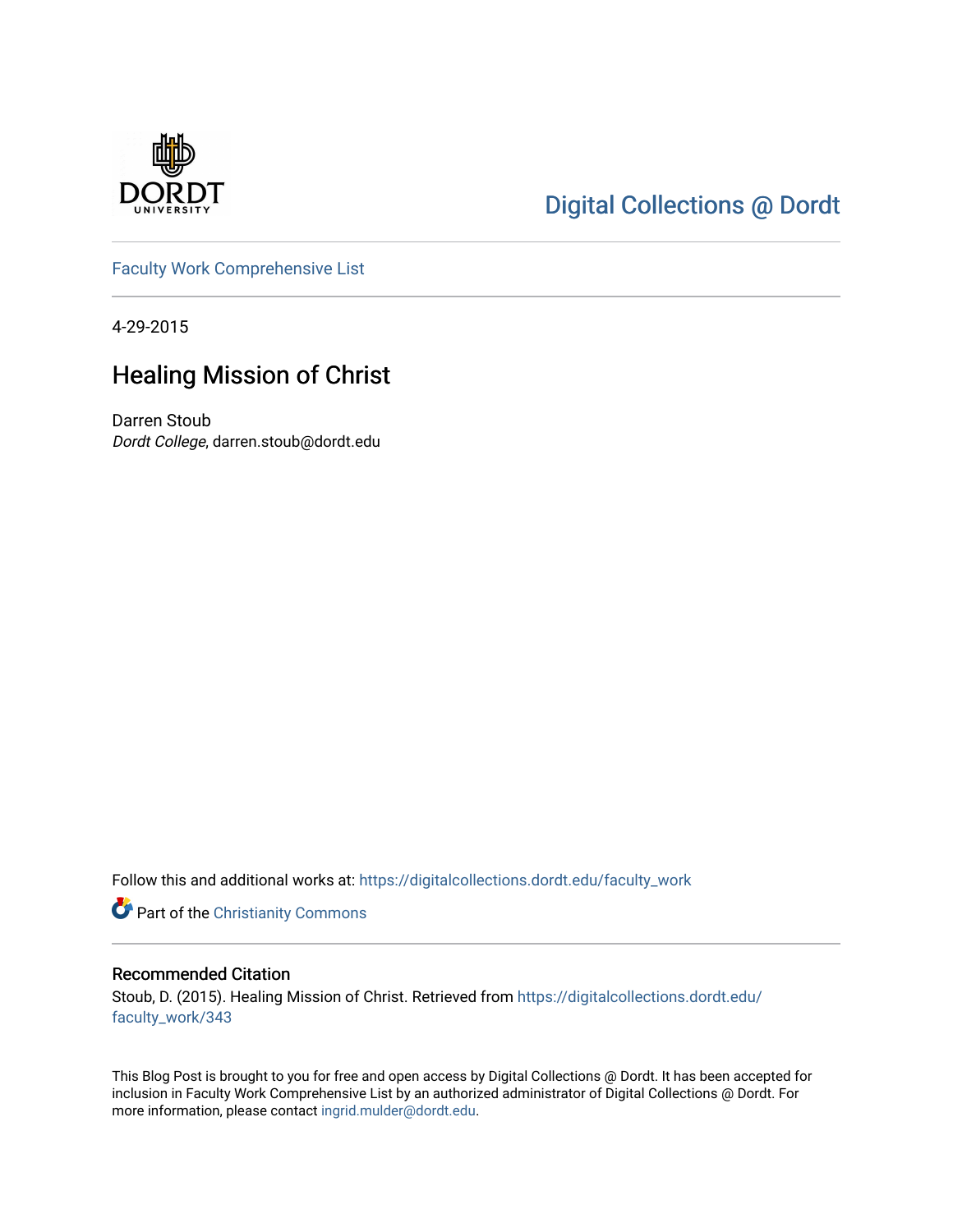DORDT UNIVERSITY

Digital Collections @ Dordt

Faculty Work Comprehensive List

4-29-2015

# Healing Mission of Christ

Darren Stoub
*Dordt College*, darren.stoub@dordt.edu

Follow this and additional works at: https://digitalcollections.dordt.edu/faculty_work

Part of the Christianity Commons

## Recommended Citation

Stoub, D. (2015). Healing Mission of Christ. Retrieved from https://digitalcollections.dordt.edu/faculty_work/343

This Blog Post is brought to you for free and open access by Digital Collections @ Dordt. It has been accepted for inclusion in Faculty Work Comprehensive List by an authorized administrator of Digital Collections @ Dordt. For more information, please contact ingrid.mulder@dordt.edu.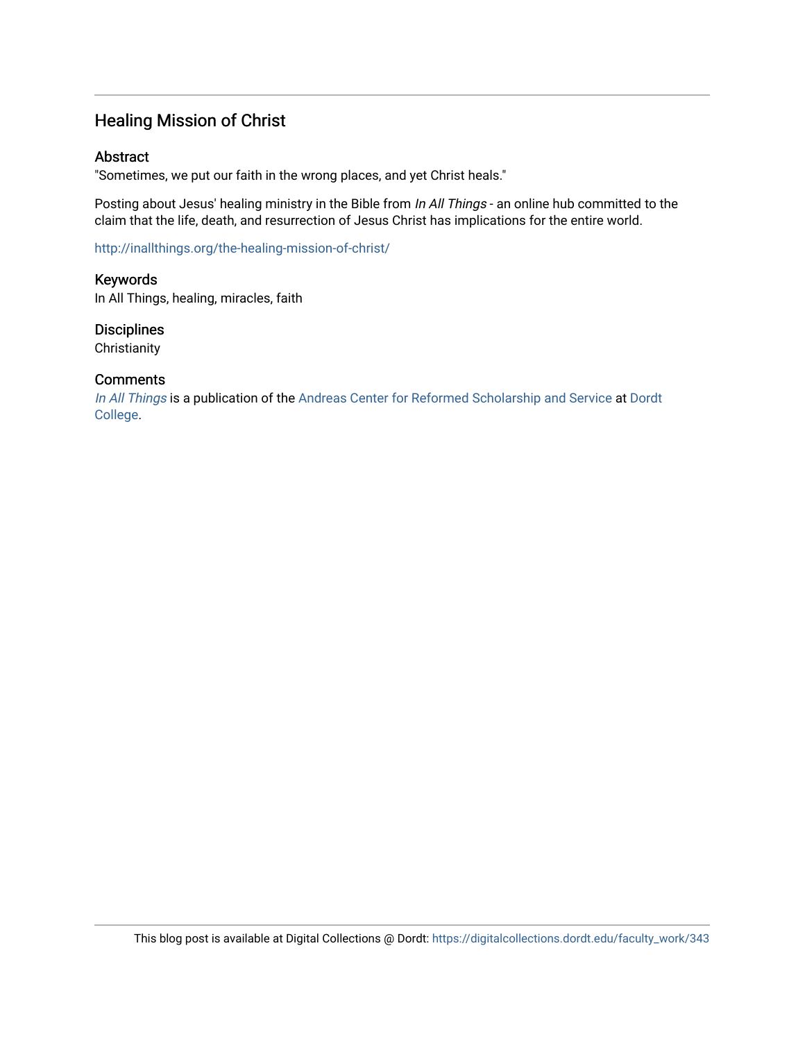## Healing Mission of Christ

### Abstract

"Sometimes, we put our faith in the wrong places, and yet Christ heals."

Posting about Jesus' healing ministry in the Bible from *In All Things* - an online hub committed to the claim that the life, death, and resurrection of Jesus Christ has implications for the entire world.

http://inallthings.org/the-healing-mission-of-christ/

### Keywords

In All Things, healing, miracles, faith

### Disciplines

Christianity

### Comments

*In All Things* is a publication of the Andreas Center for Reformed Scholarship and Service at Dordt College.

This blog post is available at Digital Collections @ Dordt: https://digitalcollections.dordt.edu/faculty_work/343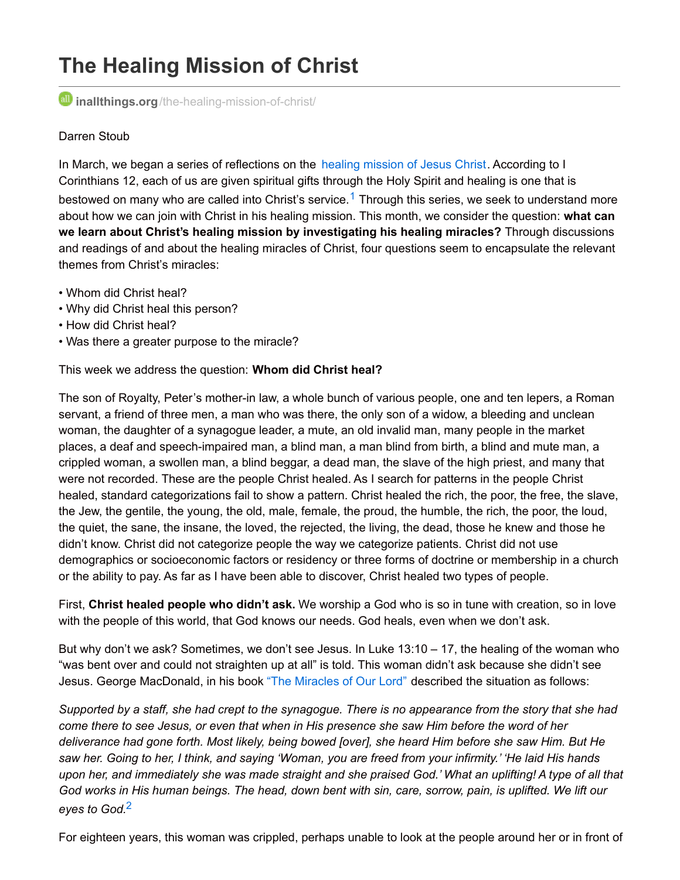# The Healing Mission of Christ

**inallthings.org**/the-healing-mission-of-christ/

Darren Stoub

In March, we began a series of reflections on the healing mission of Jesus Christ. According to I Corinthians 12, each of us are given spiritual gifts through the Holy Spirit and healing is one that is bestowed on many who are called into Christ's service.[1] Through this series, we seek to understand more about how we can join with Christ in his healing mission. This month, we consider the question: **what can we learn about Christ's healing mission by investigating his healing miracles?** Through discussions and readings of and about the healing miracles of Christ, four questions seem to encapsulate the relevant themes from Christ's miracles:

- Whom did Christ heal?
- Why did Christ heal this person?
- How did Christ heal?
- Was there a greater purpose to the miracle?

This week we address the question: **Whom did Christ heal?**

The son of Royalty, Peter's mother-in law, a whole bunch of various people, one and ten lepers, a Roman servant, a friend of three men, a man who was there, the only son of a widow, a bleeding and unclean woman, the daughter of a synagogue leader, a mute, an old invalid man, many people in the market places, a deaf and speech-impaired man, a blind man, a man blind from birth, a blind and mute man, a crippled woman, a swollen man, a blind beggar, a dead man, the slave of the high priest, and many that were not recorded. These are the people Christ healed. As I search for patterns in the people Christ healed, standard categorizations fail to show a pattern. Christ healed the rich, the poor, the free, the slave, the Jew, the gentile, the young, the old, male, female, the proud, the humble, the rich, the poor, the loud, the quiet, the sane, the insane, the loved, the rejected, the living, the dead, those he knew and those he didn't know. Christ did not categorize people the way we categorize patients. Christ did not use demographics or socioeconomic factors or residency or three forms of doctrine or membership in a church or the ability to pay. As far as I have been able to discover, Christ healed two types of people.

First, **Christ healed people who didn't ask.** We worship a God who is so in tune with creation, so in love with the people of this world, that God knows our needs. God heals, even when we don't ask.

But why don't we ask? Sometimes, we don't see Jesus. In Luke 13:10 – 17, the healing of the woman who "was bent over and could not straighten up at all" is told. This woman didn't ask because she didn't see Jesus. George MacDonald, in his book "The Miracles of Our Lord" described the situation as follows:

*Supported by a staff, she had crept to the synagogue. There is no appearance from the story that she had come there to see Jesus, or even that when in His presence she saw Him before the word of her deliverance had gone forth. Most likely, being bowed [over], she heard Him before she saw Him. But He saw her. Going to her, I think, and saying 'Woman, you are freed from your infirmity.' 'He laid His hands upon her, and immediately she was made straight and she praised God.' What an uplifting! A type of all that God works in His human beings. The head, down bent with sin, care, sorrow, pain, is uplifted. We lift our eyes to God.*[2]

For eighteen years, this woman was crippled, perhaps unable to look at the people around her or in front of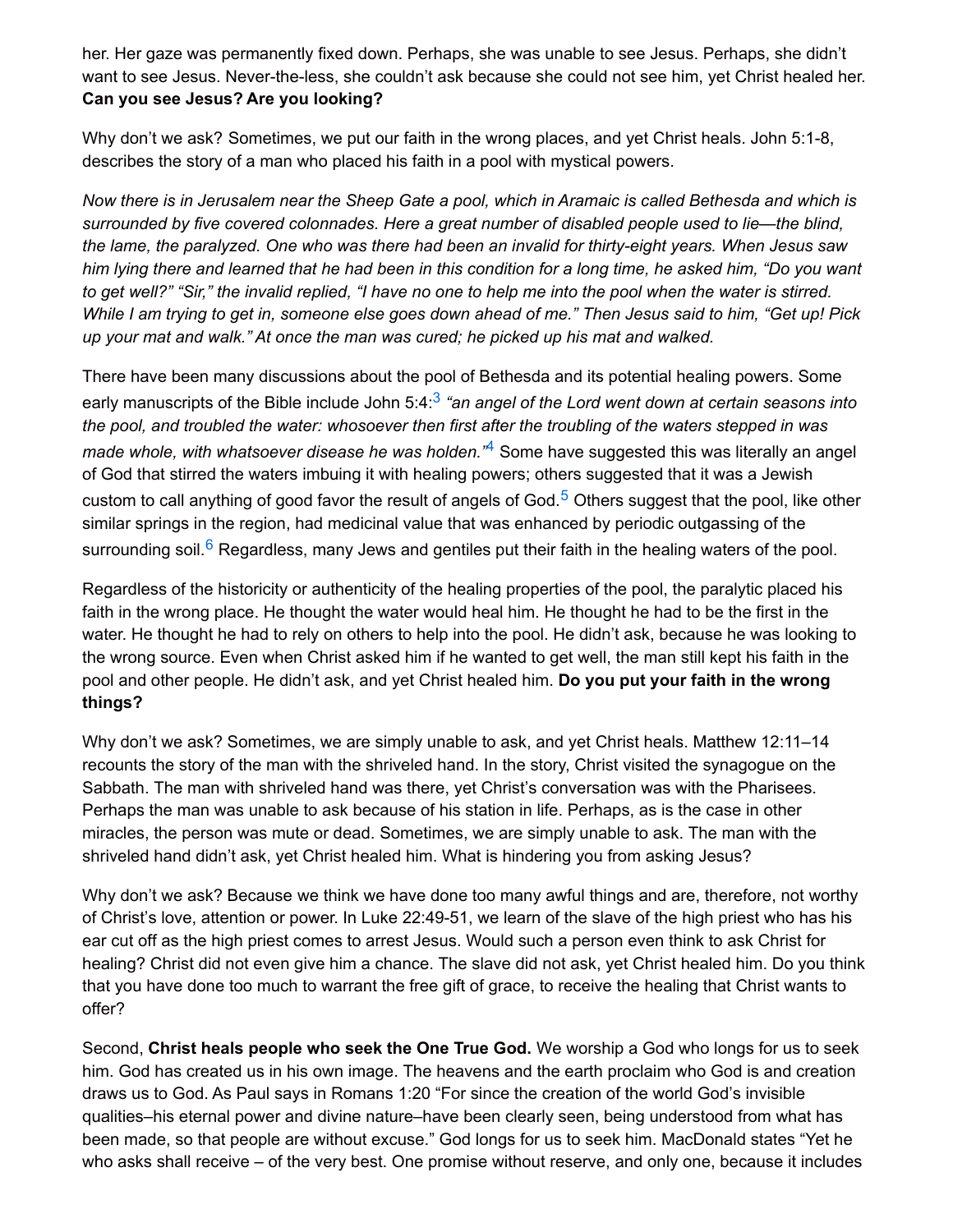her. Her gaze was permanently fixed down. Perhaps, she was unable to see Jesus. Perhaps, she didn't want to see Jesus. Never-the-less, she couldn't ask because she could not see him, yet Christ healed her. **Can you see Jesus? Are you looking?**

Why don't we ask? Sometimes, we put our faith in the wrong places, and yet Christ heals. John 5:1-8, describes the story of a man who placed his faith in a pool with mystical powers.

*Now there is in Jerusalem near the Sheep Gate a pool, which in Aramaic is called Bethesda and which is surrounded by five covered colonnades. Here a great number of disabled people used to lie—the blind, the lame, the paralyzed. One who was there had been an invalid for thirty-eight years. When Jesus saw him lying there and learned that he had been in this condition for a long time, he asked him, "Do you want to get well?" "Sir," the invalid replied, "I have no one to help me into the pool when the water is stirred. While I am trying to get in, someone else goes down ahead of me." Then Jesus said to him, "Get up! Pick up your mat and walk." At once the man was cured; he picked up his mat and walked.*

There have been many discussions about the pool of Bethesda and its potential healing powers. Some early manuscripts of the Bible include John 5:4:[3] *"an angel of the Lord went down at certain seasons into the pool, and troubled the water: whosoever then first after the troubling of the waters stepped in was made whole, with whatsoever disease he was holden."*[4] Some have suggested this was literally an angel of God that stirred the waters imbuing it with healing powers; others suggested that it was a Jewish custom to call anything of good favor the result of angels of God.[5] Others suggest that the pool, like other similar springs in the region, had medicinal value that was enhanced by periodic outgassing of the surrounding soil.[6] Regardless, many Jews and gentiles put their faith in the healing waters of the pool.

Regardless of the historicity or authenticity of the healing properties of the pool, the paralytic placed his faith in the wrong place. He thought the water would heal him. He thought he had to be the first in the water. He thought he had to rely on others to help into the pool. He didn't ask, because he was looking to the wrong source. Even when Christ asked him if he wanted to get well, the man still kept his faith in the pool and other people. He didn't ask, and yet Christ healed him. **Do you put your faith in the wrong things?**

Why don't we ask? Sometimes, we are simply unable to ask, and yet Christ heals. Matthew 12:11–14 recounts the story of the man with the shriveled hand. In the story, Christ visited the synagogue on the Sabbath. The man with shriveled hand was there, yet Christ's conversation was with the Pharisees. Perhaps the man was unable to ask because of his station in life. Perhaps, as is the case in other miracles, the person was mute or dead. Sometimes, we are simply unable to ask. The man with the shriveled hand didn't ask, yet Christ healed him. What is hindering you from asking Jesus?

Why don't we ask? Because we think we have done too many awful things and are, therefore, not worthy of Christ's love, attention or power. In Luke 22:49-51, we learn of the slave of the high priest who has his ear cut off as the high priest comes to arrest Jesus. Would such a person even think to ask Christ for healing? Christ did not even give him a chance. The slave did not ask, yet Christ healed him. Do you think that you have done too much to warrant the free gift of grace, to receive the healing that Christ wants to offer?

Second, **Christ heals people who seek the One True God.** We worship a God who longs for us to seek him. God has created us in his own image. The heavens and the earth proclaim who God is and creation draws us to God. As Paul says in Romans 1:20 "For since the creation of the world God's invisible qualities–his eternal power and divine nature–have been clearly seen, being understood from what has been made, so that people are without excuse." God longs for us to seek him. MacDonald states "Yet he who asks shall receive – of the very best. One promise without reserve, and only one, because it includes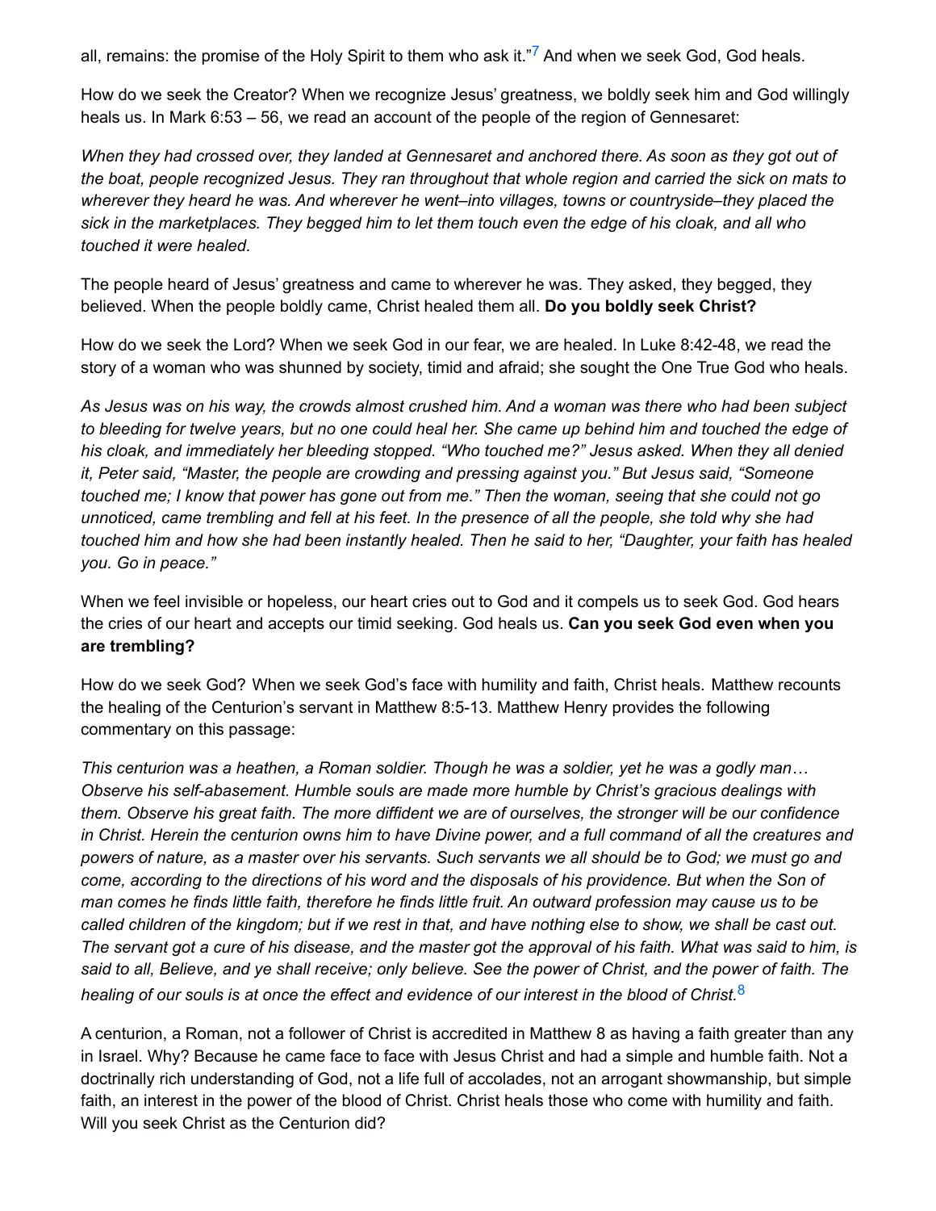all, remains: the promise of the Holy Spirit to them who ask it."[7] And when we seek God, God heals.

How do we seek the Creator? When we recognize Jesus' greatness, we boldly seek him and God willingly heals us. In Mark 6:53 – 56, we read an account of the people of the region of Gennesaret:

*When they had crossed over, they landed at Gennesaret and anchored there. As soon as they got out of the boat, people recognized Jesus. They ran throughout that whole region and carried the sick on mats to wherever they heard he was. And wherever he went–into villages, towns or countryside–they placed the sick in the marketplaces. They begged him to let them touch even the edge of his cloak, and all who touched it were healed.*

The people heard of Jesus' greatness and came to wherever he was. They asked, they begged, they believed. When the people boldly came, Christ healed them all. **Do you boldly seek Christ?**

How do we seek the Lord? When we seek God in our fear, we are healed. In Luke 8:42-48, we read the story of a woman who was shunned by society, timid and afraid; she sought the One True God who heals.

*As Jesus was on his way, the crowds almost crushed him. And a woman was there who had been subject to bleeding for twelve years, but no one could heal her. She came up behind him and touched the edge of his cloak, and immediately her bleeding stopped. "Who touched me?" Jesus asked. When they all denied it, Peter said, "Master, the people are crowding and pressing against you." But Jesus said, "Someone touched me; I know that power has gone out from me." Then the woman, seeing that she could not go unnoticed, came trembling and fell at his feet. In the presence of all the people, she told why she had touched him and how she had been instantly healed. Then he said to her, "Daughter, your faith has healed you. Go in peace."*

When we feel invisible or hopeless, our heart cries out to God and it compels us to seek God. God hears the cries of our heart and accepts our timid seeking. God heals us. **Can you seek God even when you are trembling?**

How do we seek God? When we seek God's face with humility and faith, Christ heals. Matthew recounts the healing of the Centurion's servant in Matthew 8:5-13. Matthew Henry provides the following commentary on this passage:

*This centurion was a heathen, a Roman soldier. Though he was a soldier, yet he was a godly man… Observe his self-abasement. Humble souls are made more humble by Christ's gracious dealings with them. Observe his great faith. The more diffident we are of ourselves, the stronger will be our confidence in Christ. Herein the centurion owns him to have Divine power, and a full command of all the creatures and powers of nature, as a master over his servants. Such servants we all should be to God; we must go and come, according to the directions of his word and the disposals of his providence. But when the Son of man comes he finds little faith, therefore he finds little fruit. An outward profession may cause us to be called children of the kingdom; but if we rest in that, and have nothing else to show, we shall be cast out. The servant got a cure of his disease, and the master got the approval of his faith. What was said to him, is said to all, Believe, and ye shall receive; only believe. See the power of Christ, and the power of faith. The healing of our souls is at once the effect and evidence of our interest in the blood of Christ.*[8]

A centurion, a Roman, not a follower of Christ is accredited in Matthew 8 as having a faith greater than any in Israel. Why? Because he came face to face with Jesus Christ and had a simple and humble faith. Not a doctrinally rich understanding of God, not a life full of accolades, not an arrogant showmanship, but simple faith, an interest in the power of the blood of Christ. Christ heals those who come with humility and faith. Will you seek Christ as the Centurion did?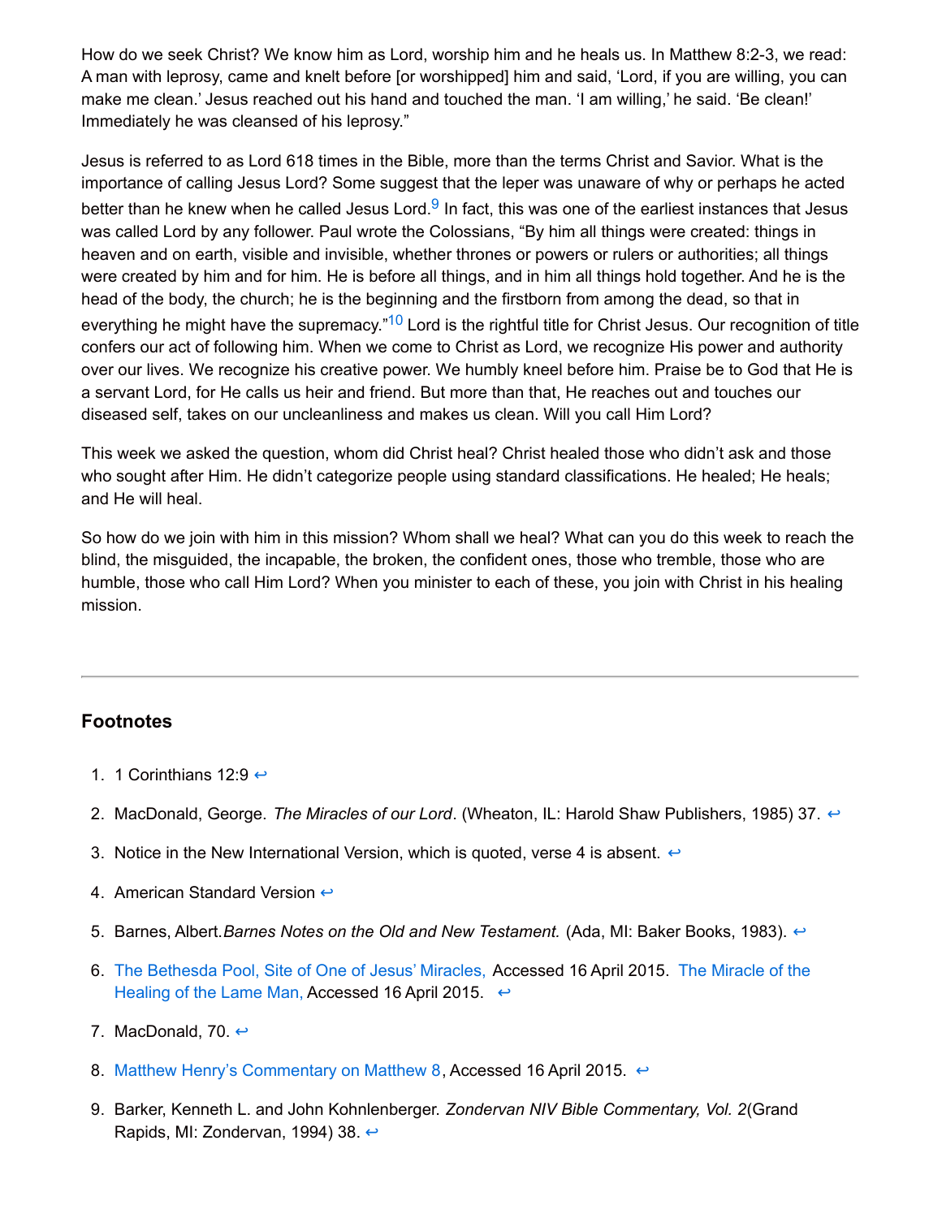How do we seek Christ? We know him as Lord, worship him and he heals us. In Matthew 8:2-3, we read: A man with leprosy, came and knelt before [or worshipped] him and said, 'Lord, if you are willing, you can make me clean.' Jesus reached out his hand and touched the man. 'I am willing,' he said. 'Be clean!' Immediately he was cleansed of his leprosy."

Jesus is referred to as Lord 618 times in the Bible, more than the terms Christ and Savior. What is the importance of calling Jesus Lord? Some suggest that the leper was unaware of why or perhaps he acted better than he knew when he called Jesus Lord.[9] In fact, this was one of the earliest instances that Jesus was called Lord by any follower. Paul wrote the Colossians, "By him all things were created: things in heaven and on earth, visible and invisible, whether thrones or powers or rulers or authorities; all things were created by him and for him. He is before all things, and in him all things hold together. And he is the head of the body, the church; he is the beginning and the firstborn from among the dead, so that in everything he might have the supremacy."[10] Lord is the rightful title for Christ Jesus. Our recognition of title confers our act of following him. When we come to Christ as Lord, we recognize His power and authority over our lives. We recognize his creative power. We humbly kneel before him. Praise be to God that He is a servant Lord, for He calls us heir and friend. But more than that, He reaches out and touches our diseased self, takes on our uncleanliness and makes us clean. Will you call Him Lord?

This week we asked the question, whom did Christ heal? Christ healed those who didn't ask and those who sought after Him. He didn't categorize people using standard classifications. He healed; He heals; and He will heal.

So how do we join with him in this mission? Whom shall we heal? What can you do this week to reach the blind, the misguided, the incapable, the broken, the confident ones, those who tremble, those who are humble, those who call Him Lord? When you minister to each of these, you join with Christ in his healing mission.

---

## Footnotes

1. 1 Corinthians 12:9 ↩
2. MacDonald, George. *The Miracles of our Lord*. (Wheaton, IL: Harold Shaw Publishers, 1985) 37. ↩
3. Notice in the New International Version, which is quoted, verse 4 is absent. ↩
4. American Standard Version ↩
5. Barnes, Albert. *Barnes Notes on the Old and New Testament.* (Ada, MI: Baker Books, 1983). ↩
6. The Bethesda Pool, Site of One of Jesus' Miracles, Accessed 16 April 2015. The Miracle of the Healing of the Lame Man, Accessed 16 April 2015. ↩
7. MacDonald, 70. ↩
8. Matthew Henry's Commentary on Matthew 8, Accessed 16 April 2015. ↩
9. Barker, Kenneth L. and John Kohnlenberger. *Zondervan NIV Bible Commentary, Vol. 2*(Grand Rapids, MI: Zondervan, 1994) 38. ↩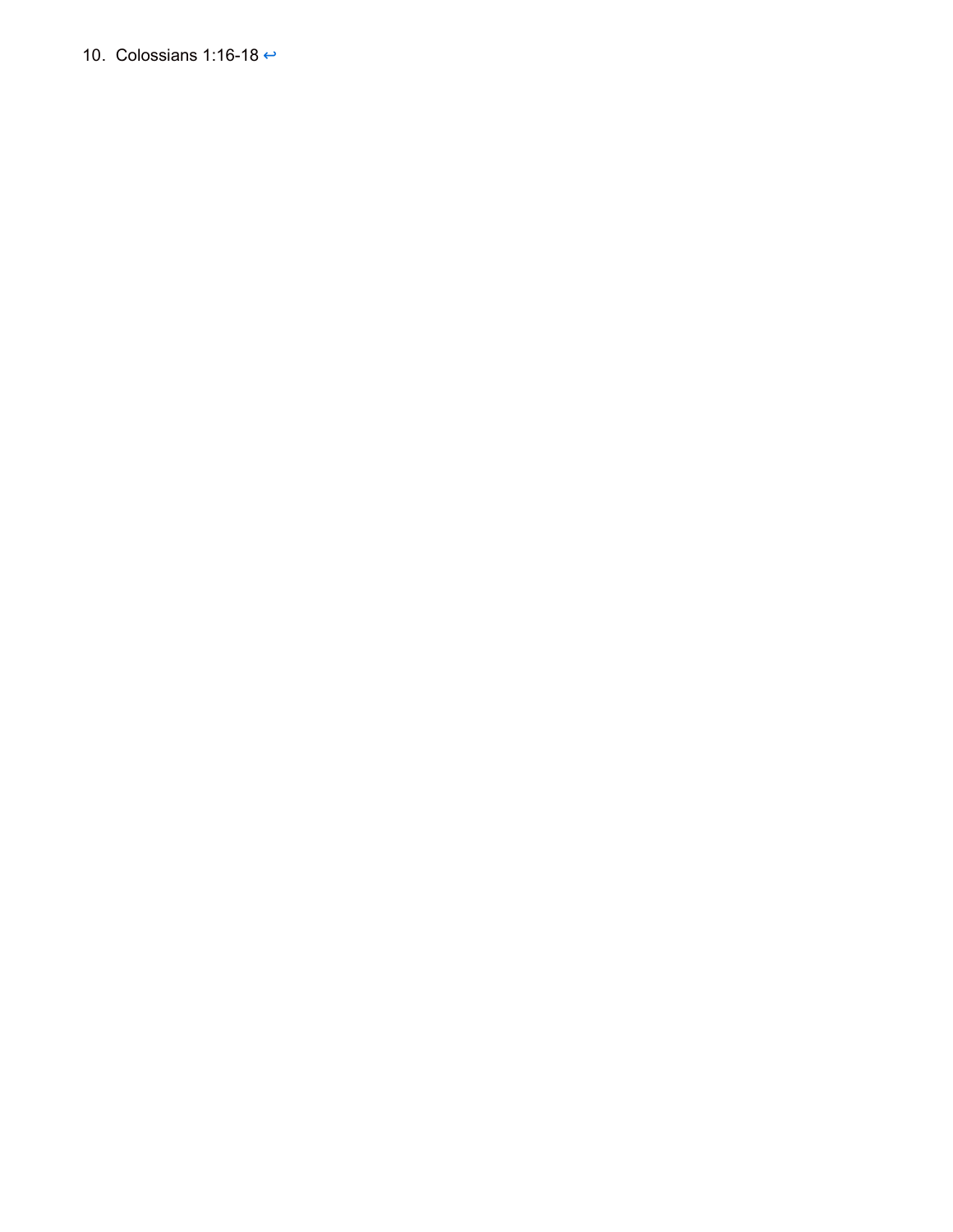10. Colossians 1:16-18 ↩